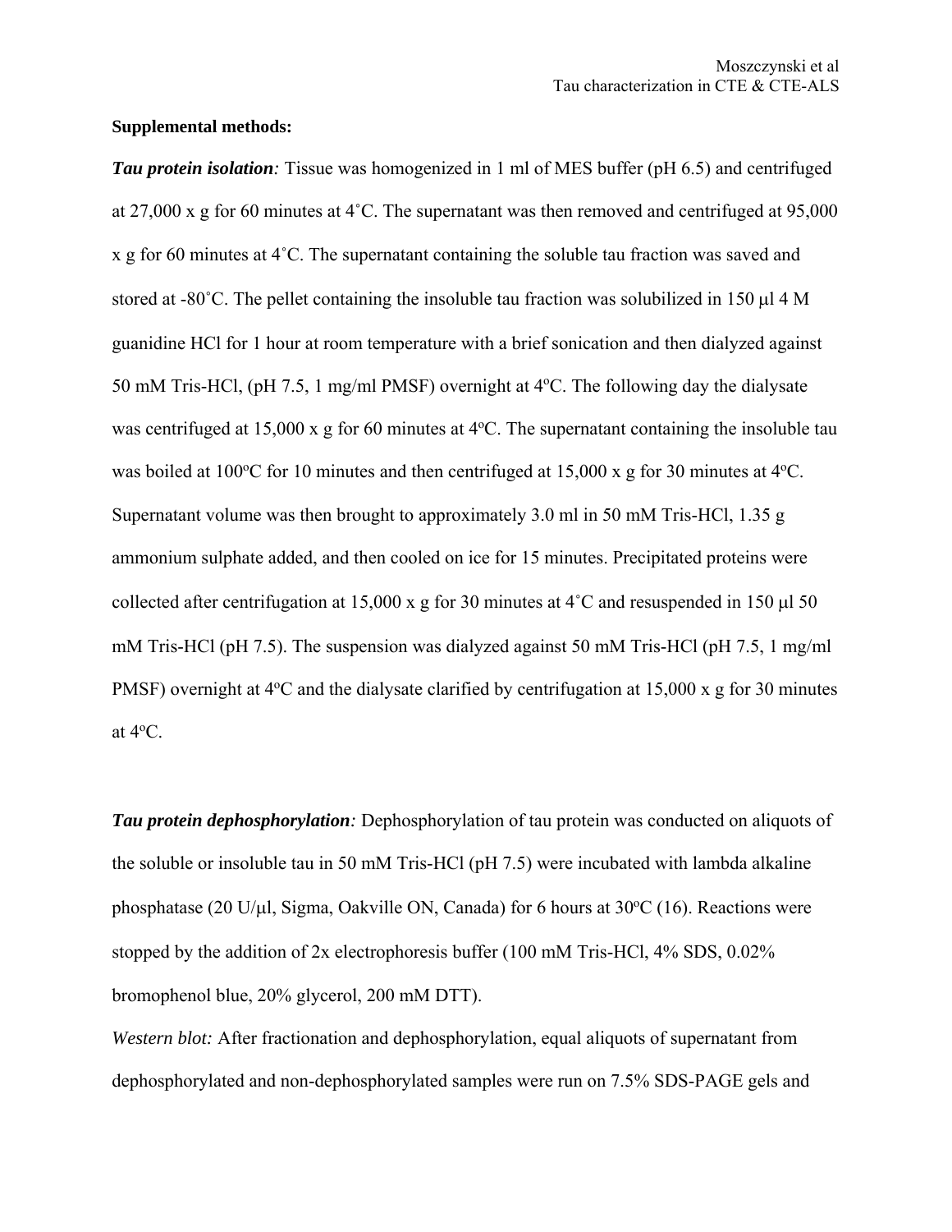**Supplemental methods:**

***Tau protein isolation:*** Tissue was homogenized in 1 ml of MES buffer (pH 6.5) and centrifuged at 27,000 x g for 60 minutes at 4˚C. The supernatant was then removed and centrifuged at 95,000 x g for 60 minutes at 4˚C. The supernatant containing the soluble tau fraction was saved and stored at -80˚C. The pellet containing the insoluble tau fraction was solubilized in 150 µl 4 M guanidine HCl for 1 hour at room temperature with a brief sonication and then dialyzed against 50 mM Tris-HCl, (pH 7.5, 1 mg/ml PMSF) overnight at 4ºC. The following day the dialysate was centrifuged at 15,000 x g for 60 minutes at 4ºC. The supernatant containing the insoluble tau was boiled at 100ºC for 10 minutes and then centrifuged at 15,000 x g for 30 minutes at 4ºC. Supernatant volume was then brought to approximately 3.0 ml in 50 mM Tris-HCl, 1.35 g ammonium sulphate added, and then cooled on ice for 15 minutes. Precipitated proteins were collected after centrifugation at 15,000 x g for 30 minutes at 4˚C and resuspended in 150 µl 50 mM Tris-HCl (pH 7.5). The suspension was dialyzed against 50 mM Tris-HCl (pH 7.5, 1 mg/ml PMSF) overnight at 4ºC and the dialysate clarified by centrifugation at 15,000 x g for 30 minutes at 4ºC.

***Tau protein dephosphorylation:*** Dephosphorylation of tau protein was conducted on aliquots of the soluble or insoluble tau in 50 mM Tris-HCl (pH 7.5) were incubated with lambda alkaline phosphatase (20 U/µl, Sigma, Oakville ON, Canada) for 6 hours at 30ºC (16). Reactions were stopped by the addition of 2x electrophoresis buffer (100 mM Tris-HCl, 4% SDS, 0.02% bromophenol blue, 20% glycerol, 200 mM DTT).

*Western blot:* After fractionation and dephosphorylation, equal aliquots of supernatant from dephosphorylated and non-dephosphorylated samples were run on 7.5% SDS-PAGE gels and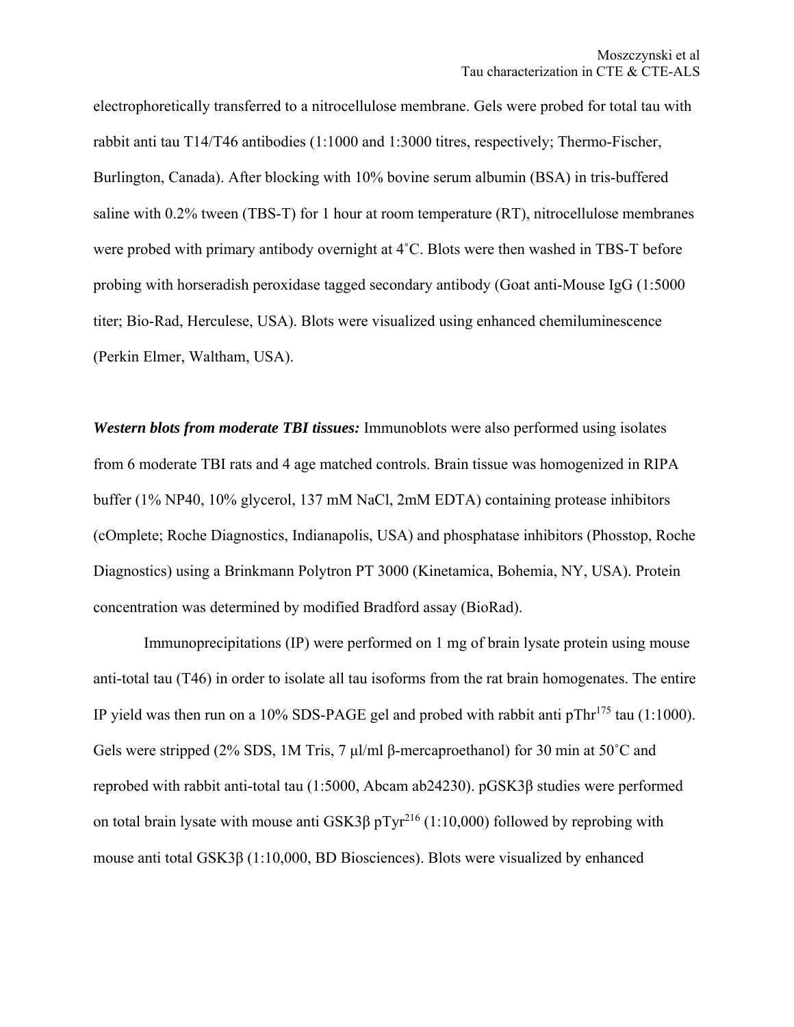electrophoretically transferred to a nitrocellulose membrane. Gels were probed for total tau with rabbit anti tau T14/T46 antibodies (1:1000 and 1:3000 titres, respectively; Thermo-Fischer, Burlington, Canada). After blocking with 10% bovine serum albumin (BSA) in tris-buffered saline with 0.2% tween (TBS-T) for 1 hour at room temperature (RT), nitrocellulose membranes were probed with primary antibody overnight at 4˚C. Blots were then washed in TBS-T before probing with horseradish peroxidase tagged secondary antibody (Goat anti-Mouse IgG (1:5000 titer; Bio-Rad, Herculese, USA). Blots were visualized using enhanced chemiluminescence (Perkin Elmer, Waltham, USA).

***Western blots from moderate TBI tissues:*** Immunoblots were also performed using isolates from 6 moderate TBI rats and 4 age matched controls. Brain tissue was homogenized in RIPA buffer (1% NP40, 10% glycerol, 137 mM NaCl, 2mM EDTA) containing protease inhibitors (cOmplete; Roche Diagnostics, Indianapolis, USA) and phosphatase inhibitors (Phosstop, Roche Diagnostics) using a Brinkmann Polytron PT 3000 (Kinetamica, Bohemia, NY, USA). Protein concentration was determined by modified Bradford assay (BioRad).

Immunoprecipitations (IP) were performed on 1 mg of brain lysate protein using mouse anti-total tau (T46) in order to isolate all tau isoforms from the rat brain homogenates. The entire IP yield was then run on a 10% SDS-PAGE gel and probed with rabbit anti $pThr^{175}$ tau (1:1000). Gels were stripped (2% SDS, 1M Tris, 7 μl/ml β-mercaproethanol) for 30 min at 50˚C and reprobed with rabbit anti-total tau (1:5000, Abcam ab24230). pGSK3β studies were performed on total brain lysate with mouse anti GSK3β $pTyr^{216}$ (1:10,000) followed by reprobing with mouse anti total GSK3β (1:10,000, BD Biosciences). Blots were visualized by enhanced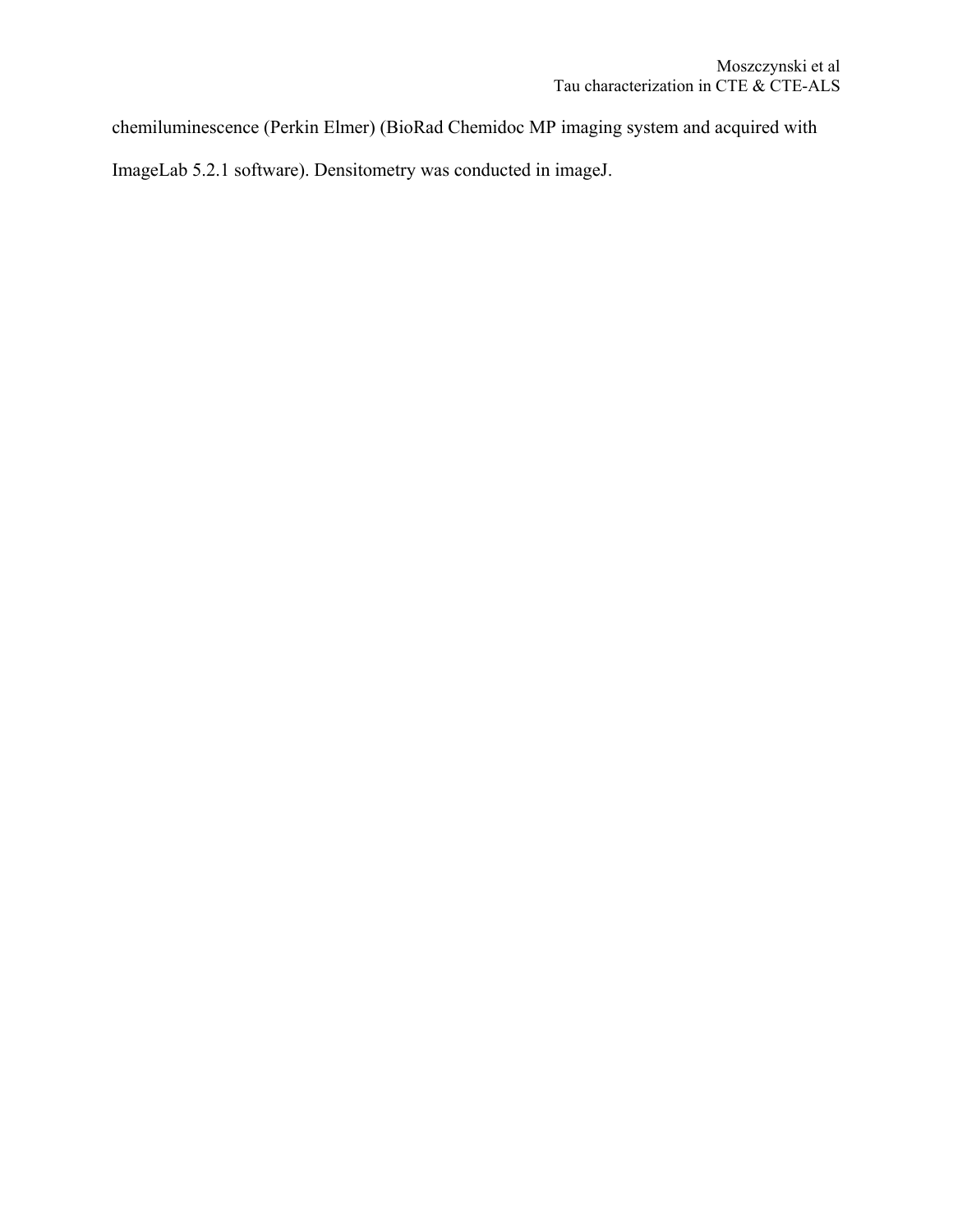chemiluminescence (Perkin Elmer) (BioRad Chemidoc MP imaging system and acquired with ImageLab 5.2.1 software). Densitometry was conducted in imageJ.